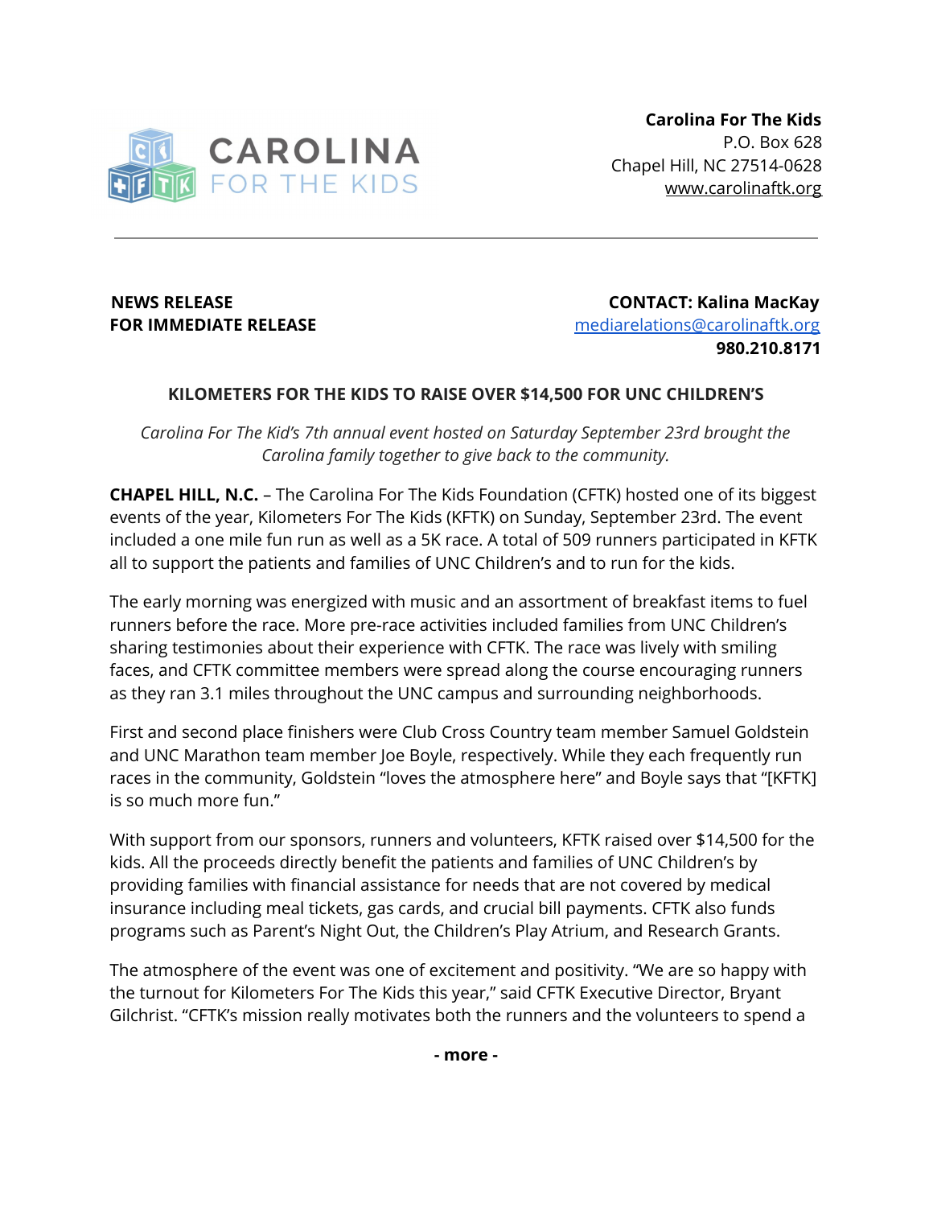**Carolina For The Kids**
P.O. Box 628
Chapel Hill, NC 27514-0628
www.carolinaftk.org

---

**NEWS RELEASE**
**FOR IMMEDIATE RELEASE**

**CONTACT: Kalina MacKay**
mediarelations@carolinaftk.org
**980.210.8171**

**KILOMETERS FOR THE KIDS TO RAISE OVER $14,500 FOR UNC CHILDREN'S**

*Carolina For The Kid's 7th annual event hosted on Saturday September 23rd brought the Carolina family together to give back to the community.*

**CHAPEL HILL, N.C.** – The Carolina For The Kids Foundation (CFTK) hosted one of its biggest events of the year, Kilometers For The Kids (KFTK) on Sunday, September 23rd. The event included a one mile fun run as well as a 5K race. A total of 509 runners participated in KFTK all to support the patients and families of UNC Children's and to run for the kids.

The early morning was energized with music and an assortment of breakfast items to fuel runners before the race. More pre-race activities included families from UNC Children's sharing testimonies about their experience with CFTK. The race was lively with smiling faces, and CFTK committee members were spread along the course encouraging runners as they ran 3.1 miles throughout the UNC campus and surrounding neighborhoods.

First and second place finishers were Club Cross Country team member Samuel Goldstein and UNC Marathon team member Joe Boyle, respectively. While they each frequently run races in the community, Goldstein "loves the atmosphere here" and Boyle says that "[KFTK] is so much more fun."

With support from our sponsors, runners and volunteers, KFTK raised over $14,500 for the kids. All the proceeds directly benefit the patients and families of UNC Children's by providing families with financial assistance for needs that are not covered by medical insurance including meal tickets, gas cards, and crucial bill payments. CFTK also funds programs such as Parent's Night Out, the Children's Play Atrium, and Research Grants.

The atmosphere of the event was one of excitement and positivity. "We are so happy with the turnout for Kilometers For The Kids this year," said CFTK Executive Director, Bryant Gilchrist. "CFTK's mission really motivates both the runners and the volunteers to spend a

**- more -**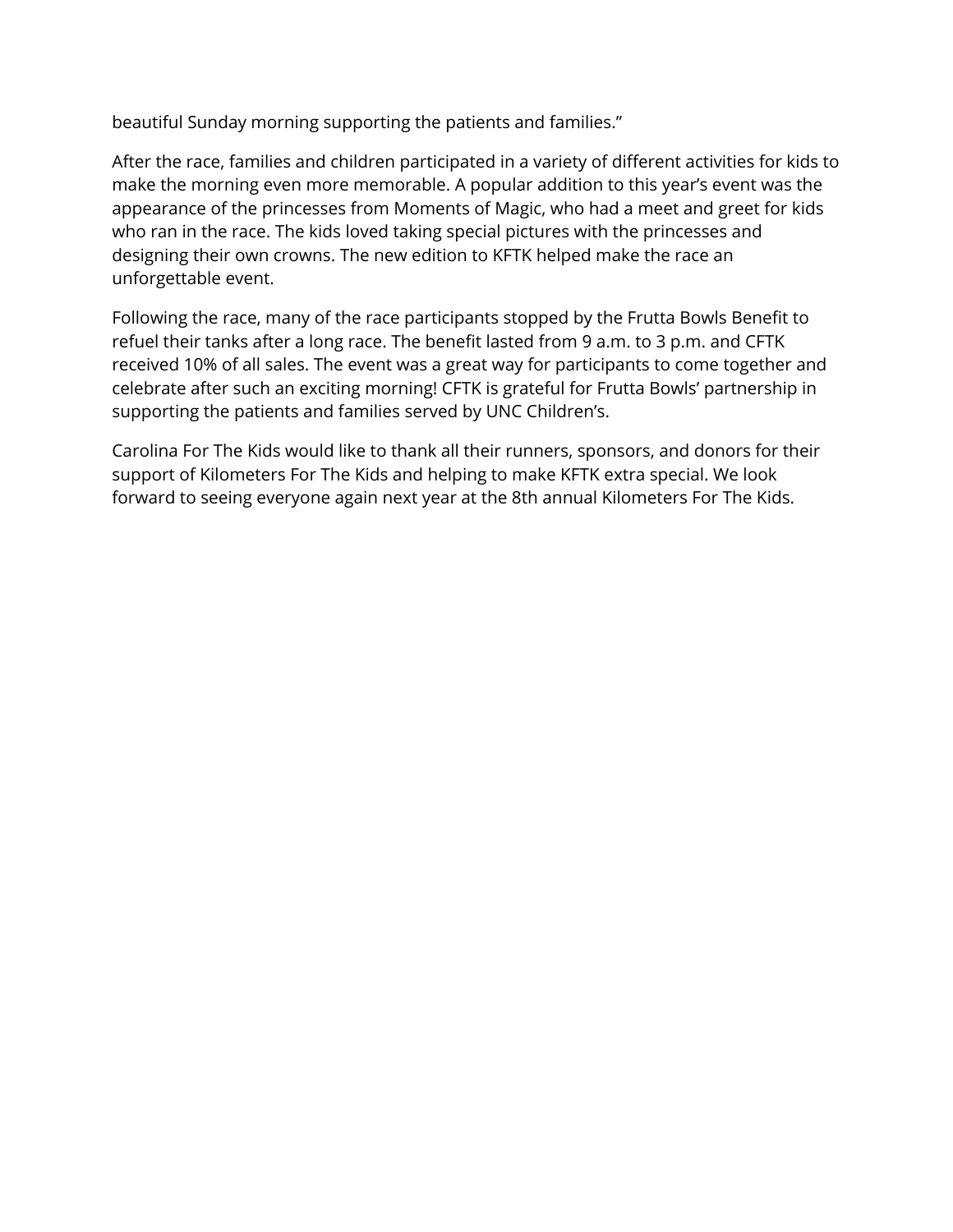beautiful Sunday morning supporting the patients and families."

After the race, families and children participated in a variety of different activities for kids to make the morning even more memorable. A popular addition to this year's event was the appearance of the princesses from Moments of Magic, who had a meet and greet for kids who ran in the race. The kids loved taking special pictures with the princesses and designing their own crowns. The new edition to KFTK helped make the race an unforgettable event.

Following the race, many of the race participants stopped by the Frutta Bowls Benefit to refuel their tanks after a long race. The benefit lasted from 9 a.m. to 3 p.m. and CFTK received 10% of all sales. The event was a great way for participants to come together and celebrate after such an exciting morning! CFTK is grateful for Frutta Bowls' partnership in supporting the patients and families served by UNC Children's.

Carolina For The Kids would like to thank all their runners, sponsors, and donors for their support of Kilometers For The Kids and helping to make KFTK extra special. We look forward to seeing everyone again next year at the 8th annual Kilometers For The Kids.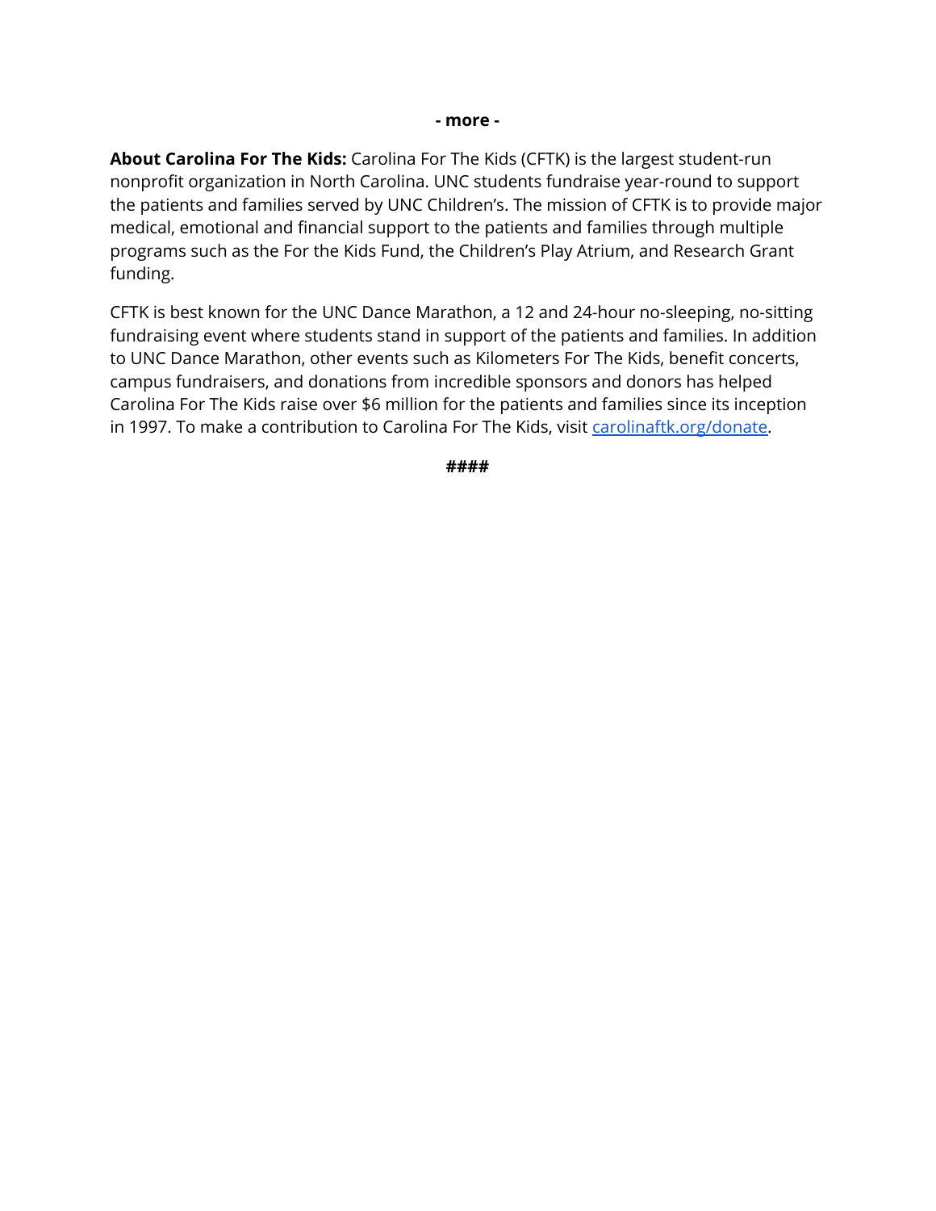**- more -**

**About Carolina For The Kids:** Carolina For The Kids (CFTK) is the largest student-run nonprofit organization in North Carolina. UNC students fundraise year-round to support the patients and families served by UNC Children's. The mission of CFTK is to provide major medical, emotional and financial support to the patients and families through multiple programs such as the For the Kids Fund, the Children's Play Atrium, and Research Grant funding.

CFTK is best known for the UNC Dance Marathon, a 12 and 24-hour no-sleeping, no-sitting fundraising event where students stand in support of the patients and families. In addition to UNC Dance Marathon, other events such as Kilometers For The Kids, benefit concerts, campus fundraisers, and donations from incredible sponsors and donors has helped Carolina For The Kids raise over $6 million for the patients and families since its inception in 1997. To make a contribution to Carolina For The Kids, visit [carolinaftk.org/donate](carolinaftk.org/donate).

**####**